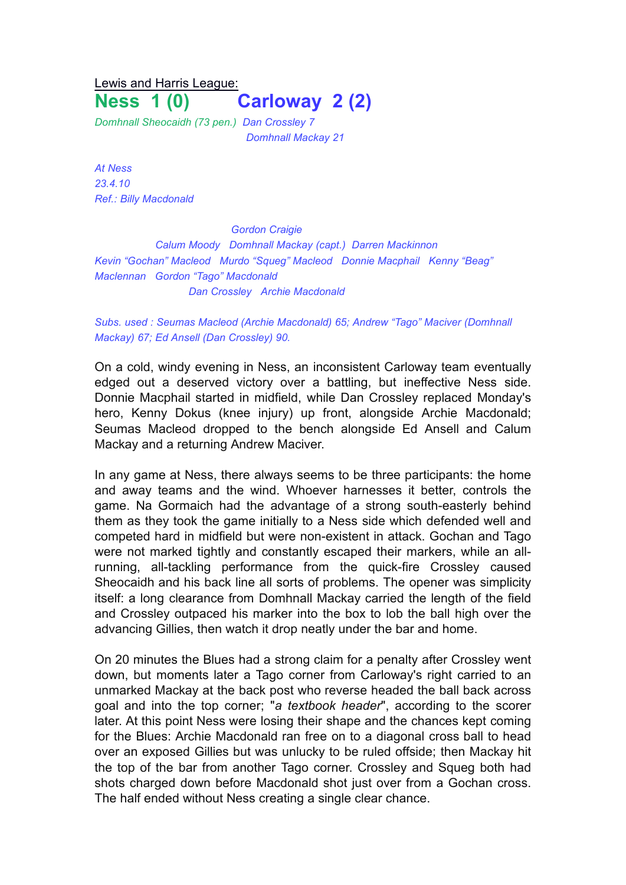Lewis and Harris League:

# Ness 1 (0) Carloway 2 (2)

*Domhnall Sheocaidh (73 pen.)* *Dan Crossley 7*
*Domhnall Mackay 21*

*At Ness*
*23.4.10*
*Ref.: Billy Macdonald*

*Gordon Craigie*
*Calum Moody Domhnall Mackay (capt.) Darren Mackinnon*
*Kevin "Gochan" Macleod Murdo "Squeg" Macleod Donnie Macphail Kenny "Beag" Maclennan Gordon "Tago" Macdonald*
*Dan Crossley Archie Macdonald*

*Subs. used : Seumas Macleod (Archie Macdonald) 65; Andrew "Tago" Maciver (Domhnall Mackay) 67; Ed Ansell (Dan Crossley) 90.*

On a cold, windy evening in Ness, an inconsistent Carloway team eventually edged out a deserved victory over a battling, but ineffective Ness side. Donnie Macphail started in midfield, while Dan Crossley replaced Monday's hero, Kenny Dokus (knee injury) up front, alongside Archie Macdonald; Seumas Macleod dropped to the bench alongside Ed Ansell and Calum Mackay and a returning Andrew Maciver.

In any game at Ness, there always seems to be three participants: the home and away teams and the wind. Whoever harnesses it better, controls the game. Na Gormaich had the advantage of a strong south-easterly behind them as they took the game initially to a Ness side which defended well and competed hard in midfield but were non-existent in attack. Gochan and Tago were not marked tightly and constantly escaped their markers, while an all-running, all-tackling performance from the quick-fire Crossley caused Sheocaidh and his back line all sorts of problems. The opener was simplicity itself: a long clearance from Domhnall Mackay carried the length of the field and Crossley outpaced his marker into the box to lob the ball high over the advancing Gillies, then watch it drop neatly under the bar and home.

On 20 minutes the Blues had a strong claim for a penalty after Crossley went down, but moments later a Tago corner from Carloway's right carried to an unmarked Mackay at the back post who reverse headed the ball back across goal and into the top corner; "*a textbook header*", according to the scorer later. At this point Ness were losing their shape and the chances kept coming for the Blues: Archie Macdonald ran free on to a diagonal cross ball to head over an exposed Gillies but was unlucky to be ruled offside; then Mackay hit the top of the bar from another Tago corner. Crossley and Squeg both had shots charged down before Macdonald shot just over from a Gochan cross. The half ended without Ness creating a single clear chance.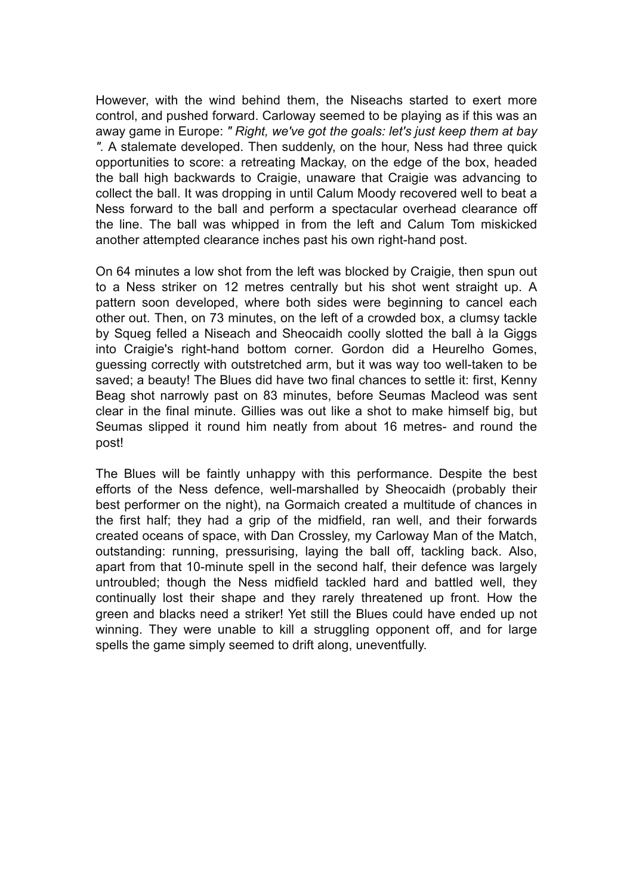However, with the wind behind them, the Niseachs started to exert more control, and pushed forward. Carloway seemed to be playing as if this was an away game in Europe: *" Right, we've got the goals: let's just keep them at bay "*. A stalemate developed. Then suddenly, on the hour, Ness had three quick opportunities to score: a retreating Mackay, on the edge of the box, headed the ball high backwards to Craigie, unaware that Craigie was advancing to collect the ball. It was dropping in until Calum Moody recovered well to beat a Ness forward to the ball and perform a spectacular overhead clearance off the line. The ball was whipped in from the left and Calum Tom miskicked another attempted clearance inches past his own right-hand post.

On 64 minutes a low shot from the left was blocked by Craigie, then spun out to a Ness striker on 12 metres centrally but his shot went straight up. A pattern soon developed, where both sides were beginning to cancel each other out. Then, on 73 minutes, on the left of a crowded box, a clumsy tackle by Squeg felled a Niseach and Sheocaidh coolly slotted the ball à la Giggs into Craigie's right-hand bottom corner. Gordon did a Heurelho Gomes, guessing correctly with outstretched arm, but it was way too well-taken to be saved; a beauty! The Blues did have two final chances to settle it: first, Kenny Beag shot narrowly past on 83 minutes, before Seumas Macleod was sent clear in the final minute. Gillies was out like a shot to make himself big, but Seumas slipped it round him neatly from about 16 metres- and round the post!

The Blues will be faintly unhappy with this performance. Despite the best efforts of the Ness defence, well-marshalled by Sheocaidh (probably their best performer on the night), na Gormaich created a multitude of chances in the first half; they had a grip of the midfield, ran well, and their forwards created oceans of space, with Dan Crossley, my Carloway Man of the Match, outstanding: running, pressurising, laying the ball off, tackling back. Also, apart from that 10-minute spell in the second half, their defence was largely untroubled; though the Ness midfield tackled hard and battled well, they continually lost their shape and they rarely threatened up front. How the green and blacks need a striker! Yet still the Blues could have ended up not winning. They were unable to kill a struggling opponent off, and for large spells the game simply seemed to drift along, uneventfully.